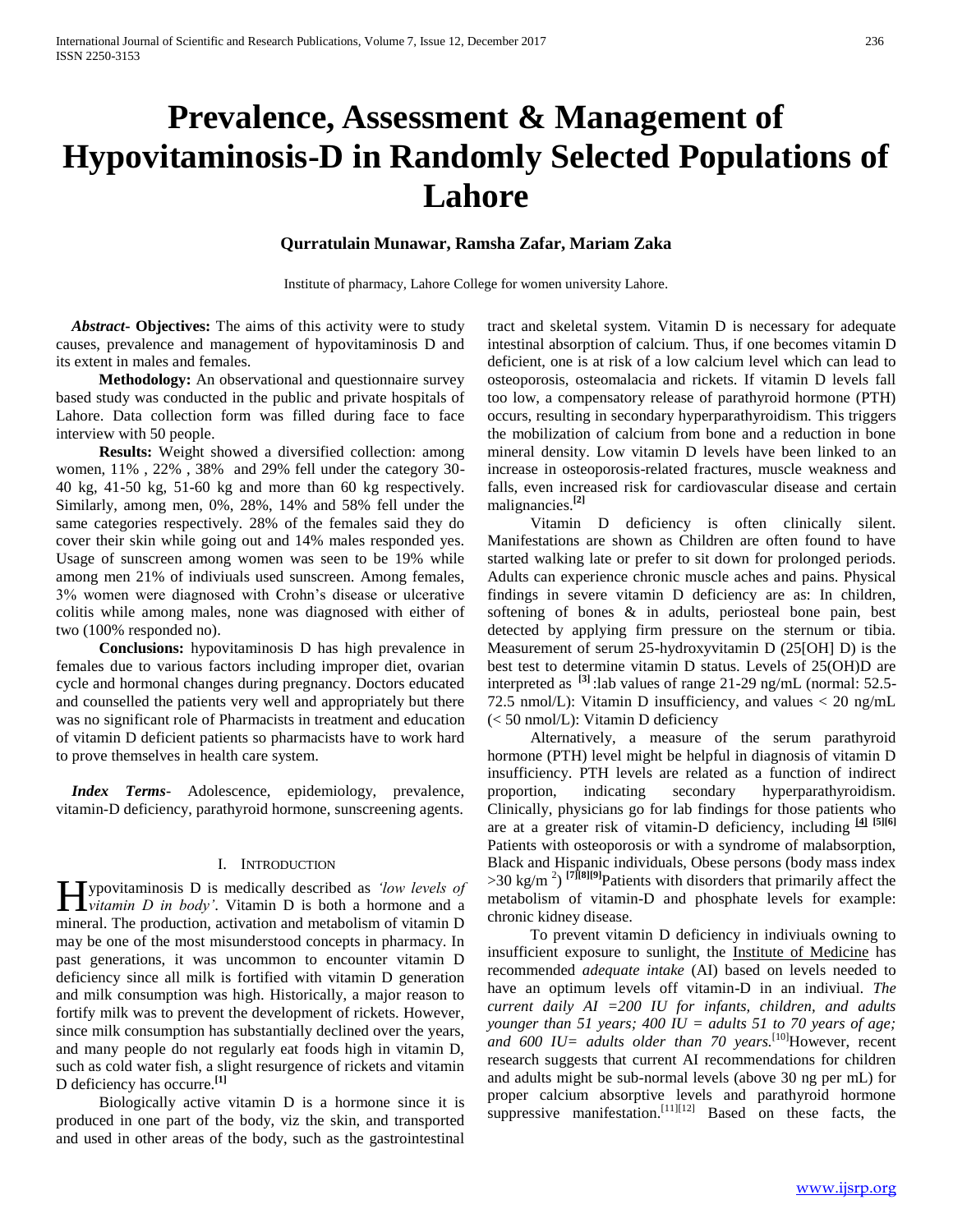# Prevalence, Assessment & Management of Hypovitaminosis-D in Randomly Selected Populations of Lahore

**Qurratulain Munawar, Ramsha Zafar, Mariam Zaka**

Institute of pharmacy, Lahore College for women university Lahore.

***Abstract*- Objectives:** The aims of this activity were to study causes, prevalence and management of hypovitaminosis D and its extent in males and females.

**Methodology:** An observational and questionnaire survey based study was conducted in the public and private hospitals of Lahore. Data collection form was filled during face to face interview with 50 people.

**Results:** Weight showed a diversified collection: among women, 11% , 22% , 38% and 29% fell under the category 30-40 kg, 41-50 kg, 51-60 kg and more than 60 kg respectively. Similarly, among men, 0%, 28%, 14% and 58% fell under the same categories respectively. 28% of the females said they do cover their skin while going out and 14% males responded yes. Usage of sunscreen among women was seen to be 19% while among men 21% of indiviuals used sunscreen. Among females, 3% women were diagnosed with Crohn's disease or ulcerative colitis while among males, none was diagnosed with either of two (100% responded no).

**Conclusions:** hypovitaminosis D has high prevalence in females due to various factors including improper diet, ovarian cycle and hormonal changes during pregnancy. Doctors educated and counselled the patients very well and appropriately but there was no significant role of Pharmacists in treatment and education of vitamin D deficient patients so pharmacists have to work hard to prove themselves in health care system.

***Index Terms*-** Adolescence, epidemiology, prevalence, vitamin-D deficiency, parathyroid hormone, sunscreening agents.

## I. Introduction

Hypovitaminosis D is medically described as *'low levels of vitamin D in body'*. Vitamin D is both a hormone and a mineral. The production, activation and metabolism of vitamin D may be one of the most misunderstood concepts in pharmacy. In past generations, it was uncommon to encounter vitamin D deficiency since all milk is fortified with vitamin D generation and milk consumption was high. Historically, a major reason to fortify milk was to prevent the development of rickets. However, since milk consumption has substantially declined over the years, and many people do not regularly eat foods high in vitamin D, such as cold water fish, a slight resurgence of rickets and vitamin D deficiency has occurre.[1]

Biologically active vitamin D is a hormone since it is produced in one part of the body, viz the skin, and transported and used in other areas of the body, such as the gastrointestinal tract and skeletal system. Vitamin D is necessary for adequate intestinal absorption of calcium. Thus, if one becomes vitamin D deficient, one is at risk of a low calcium level which can lead to osteoporosis, osteomalacia and rickets. If vitamin D levels fall too low, a compensatory release of parathyroid hormone (PTH) occurs, resulting in secondary hyperparathyroidism. This triggers the mobilization of calcium from bone and a reduction in bone mineral density. Low vitamin D levels have been linked to an increase in osteoporosis-related fractures, muscle weakness and falls, even increased risk for cardiovascular disease and certain malignancies.[2]

Vitamin D deficiency is often clinically silent. Manifestations are shown as Children are often found to have started walking late or prefer to sit down for prolonged periods. Adults can experience chronic muscle aches and pains. Physical findings in severe vitamin D deficiency are as: In children, softening of bones & in adults, periosteal bone pain, best detected by applying firm pressure on the sternum or tibia. Measurement of serum 25-hydroxyvitamin D (25[OH] D) is the best test to determine vitamin D status. Levels of 25(OH)D are interpreted as [3] :lab values of range 21-29 ng/mL (normal: 52.5-72.5 nmol/L): Vitamin D insufficiency, and values < 20 ng/mL (< 50 nmol/L): Vitamin D deficiency

Alternatively, a measure of the serum parathyroid hormone (PTH) level might be helpful in diagnosis of vitamin D insufficiency. PTH levels are related as a function of indirect proportion, indicating secondary hyperparathyroidism. Clinically, physicians go for lab findings for those patients who are at a greater risk of vitamin-D deficiency, including [4] [5][6] Patients with osteoporosis or with a syndrome of malabsorption, Black and Hispanic individuals, Obese persons (body mass index >30 kg/m$^2$) [7][8][9]Patients with disorders that primarily affect the metabolism of vitamin-D and phosphate levels for example: chronic kidney disease.

To prevent vitamin D deficiency in indiviuals owning to insufficient exposure to sunlight, the Institute of Medicine has recommended *adequate intake* (AI) based on levels needed to have an optimum levels off vitamin-D in an indiviual. *The current daily AI =200 IU for infants, children, and adults younger than 51 years; 400 IU = adults 51 to 70 years of age; and 600 IU= adults older than 70 years.*[10]However, recent research suggests that current AI recommendations for children and adults might be sub-normal levels (above 30 ng per mL) for proper calcium absorptive levels and parathyroid hormone suppressive manifestation.[11][12] Based on these facts, the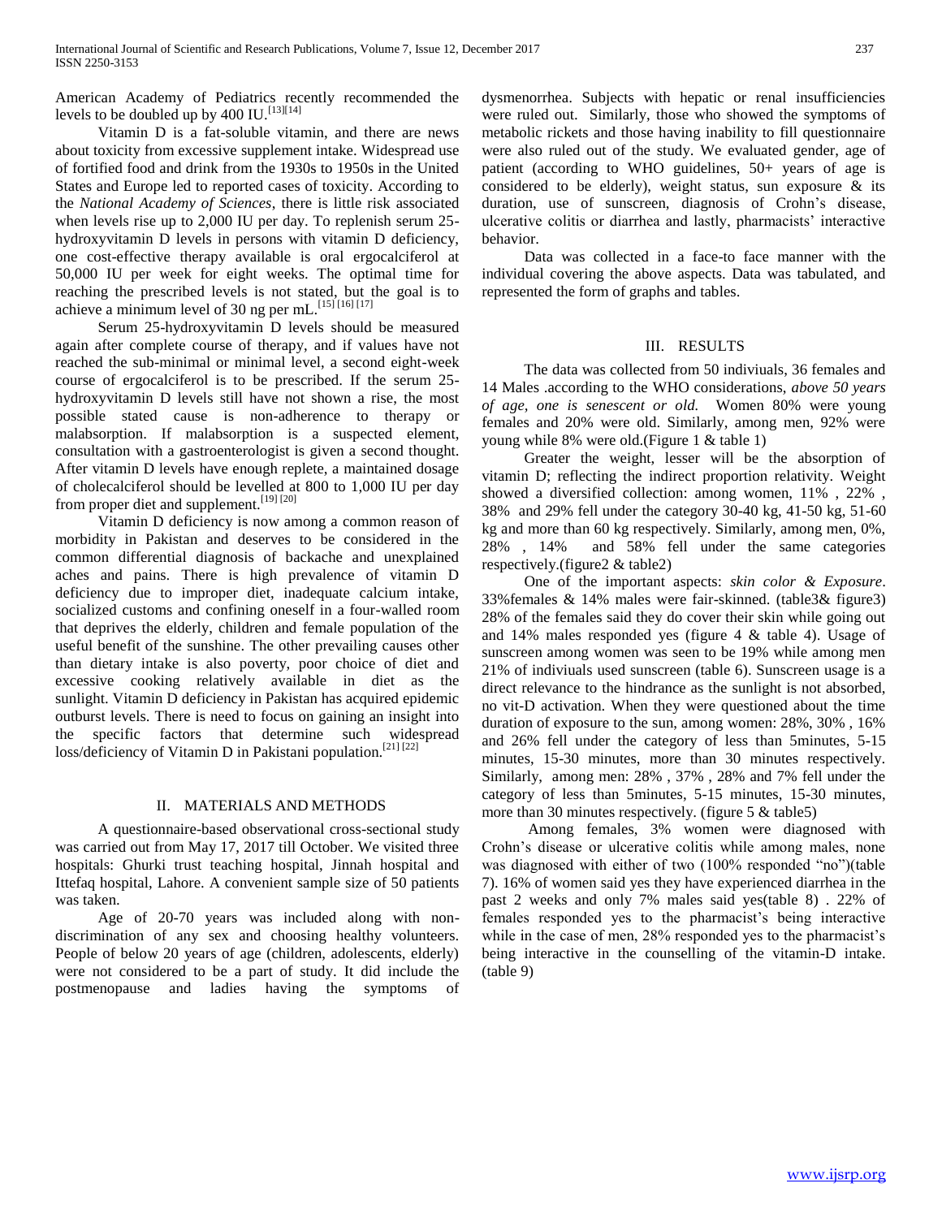American Academy of Pediatrics recently recommended the levels to be doubled up by 400 IU.[13][14]

Vitamin D is a fat-soluble vitamin, and there are news about toxicity from excessive supplement intake. Widespread use of fortified food and drink from the 1930s to 1950s in the United States and Europe led to reported cases of toxicity. According to the *National Academy of Sciences*, there is little risk associated when levels rise up to 2,000 IU per day. To replenish serum 25-hydroxyvitamin D levels in persons with vitamin D deficiency, one cost-effective therapy available is oral ergocalciferol at 50,000 IU per week for eight weeks. The optimal time for reaching the prescribed levels is not stated, but the goal is to achieve a minimum level of 30 ng per mL.[15] [16] [17]

Serum 25-hydroxyvitamin D levels should be measured again after complete course of therapy, and if values have not reached the sub-minimal or minimal level, a second eight-week course of ergocalciferol is to be prescribed. If the serum 25-hydroxyvitamin D levels still have not shown a rise, the most possible stated cause is non-adherence to therapy or malabsorption. If malabsorption is a suspected element, consultation with a gastroenterologist is given a second thought. After vitamin D levels have enough replete, a maintained dosage of cholecalciferol should be levelled at 800 to 1,000 IU per day from proper diet and supplement.[19] [20]

Vitamin D deficiency is now among a common reason of morbidity in Pakistan and deserves to be considered in the common differential diagnosis of backache and unexplained aches and pains. There is high prevalence of vitamin D deficiency due to improper diet, inadequate calcium intake, socialized customs and confining oneself in a four-walled room that deprives the elderly, children and female population of the useful benefit of the sunshine. The other prevailing causes other than dietary intake is also poverty, poor choice of diet and excessive cooking relatively available in diet as the sunlight. Vitamin D deficiency in Pakistan has acquired epidemic outburst levels. There is need to focus on gaining an insight into the specific factors that determine such widespread loss/deficiency of Vitamin D in Pakistani population.[21] [22]

## II. MATERIALS AND METHODS

A questionnaire-based observational cross-sectional study was carried out from May 17, 2017 till October. We visited three hospitals: Ghurki trust teaching hospital, Jinnah hospital and Ittefaq hospital, Lahore. A convenient sample size of 50 patients was taken.

Age of 20-70 years was included along with non-discrimination of any sex and choosing healthy volunteers. People of below 20 years of age (children, adolescents, elderly) were not considered to be a part of study. It did include the postmenopause and ladies having the symptoms of dysmenorrhea. Subjects with hepatic or renal insufficiencies were ruled out. Similarly, those who showed the symptoms of metabolic rickets and those having inability to fill questionnaire were also ruled out of the study. We evaluated gender, age of patient (according to WHO guidelines, 50+ years of age is considered to be elderly), weight status, sun exposure & its duration, use of sunscreen, diagnosis of Crohn's disease, ulcerative colitis or diarrhea and lastly, pharmacists' interactive behavior.

Data was collected in a face-to face manner with the individual covering the above aspects. Data was tabulated, and represented the form of graphs and tables.

## III. RESULTS

The data was collected from 50 indiviuals, 36 females and 14 Males .according to the WHO considerations, *above 50 years of age, one is senescent or old.* Women 80% were young females and 20% were old. Similarly, among men, 92% were young while 8% were old.(Figure 1 & table 1)

Greater the weight, lesser will be the absorption of vitamin D; reflecting the indirect proportion relativity. Weight showed a diversified collection: among women, 11% , 22% , 38% and 29% fell under the category 30-40 kg, 41-50 kg, 51-60 kg and more than 60 kg respectively. Similarly, among men, 0%, 28% , 14% and 58% fell under the same categories respectively.(figure2 & table2)

One of the important aspects: *skin color & Exposure*. 33%females & 14% males were fair-skinned. (table3& figure3) 28% of the females said they do cover their skin while going out and 14% males responded yes (figure 4 & table 4). Usage of sunscreen among women was seen to be 19% while among men 21% of indiviuals used sunscreen (table 6). Sunscreen usage is a direct relevance to the hindrance as the sunlight is not absorbed, no vit-D activation. When they were questioned about the time duration of exposure to the sun, among women: 28%, 30% , 16% and 26% fell under the category of less than 5minutes, 5-15 minutes, 15-30 minutes, more than 30 minutes respectively. Similarly, among men: 28% , 37% , 28% and 7% fell under the category of less than 5minutes, 5-15 minutes, 15-30 minutes, more than 30 minutes respectively. (figure 5 & table5)

Among females, 3% women were diagnosed with Crohn's disease or ulcerative colitis while among males, none was diagnosed with either of two (100% responded "no")(table 7). 16% of women said yes they have experienced diarrhea in the past 2 weeks and only 7% males said yes(table 8) . 22% of females responded yes to the pharmacist's being interactive while in the case of men, 28% responded yes to the pharmacist's being interactive in the counselling of the vitamin-D intake. (table 9)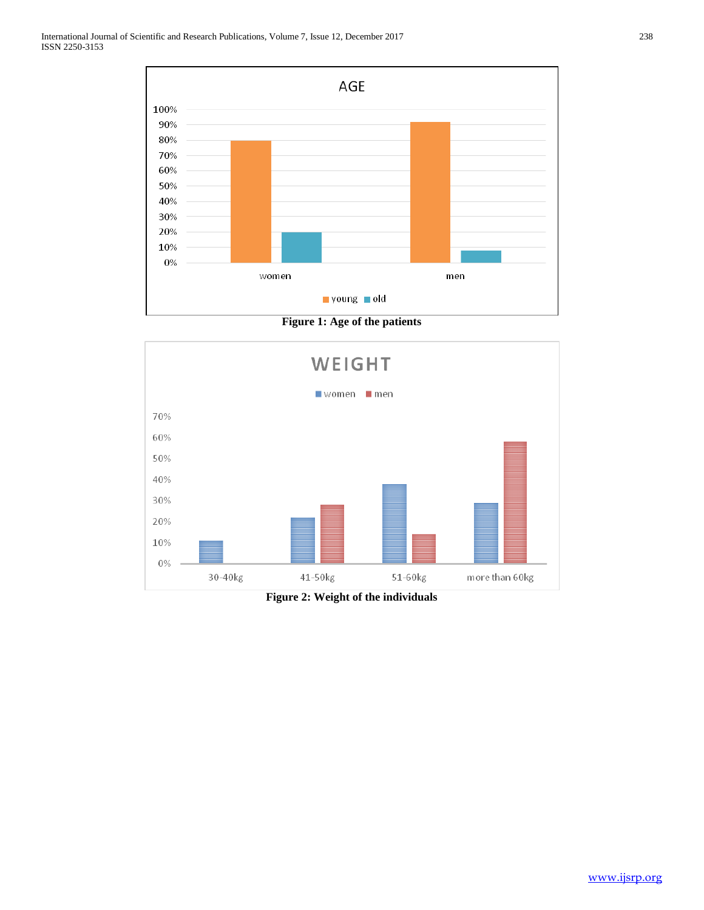Figure 1: Age of the patients

Figure 2: Weight of the individuals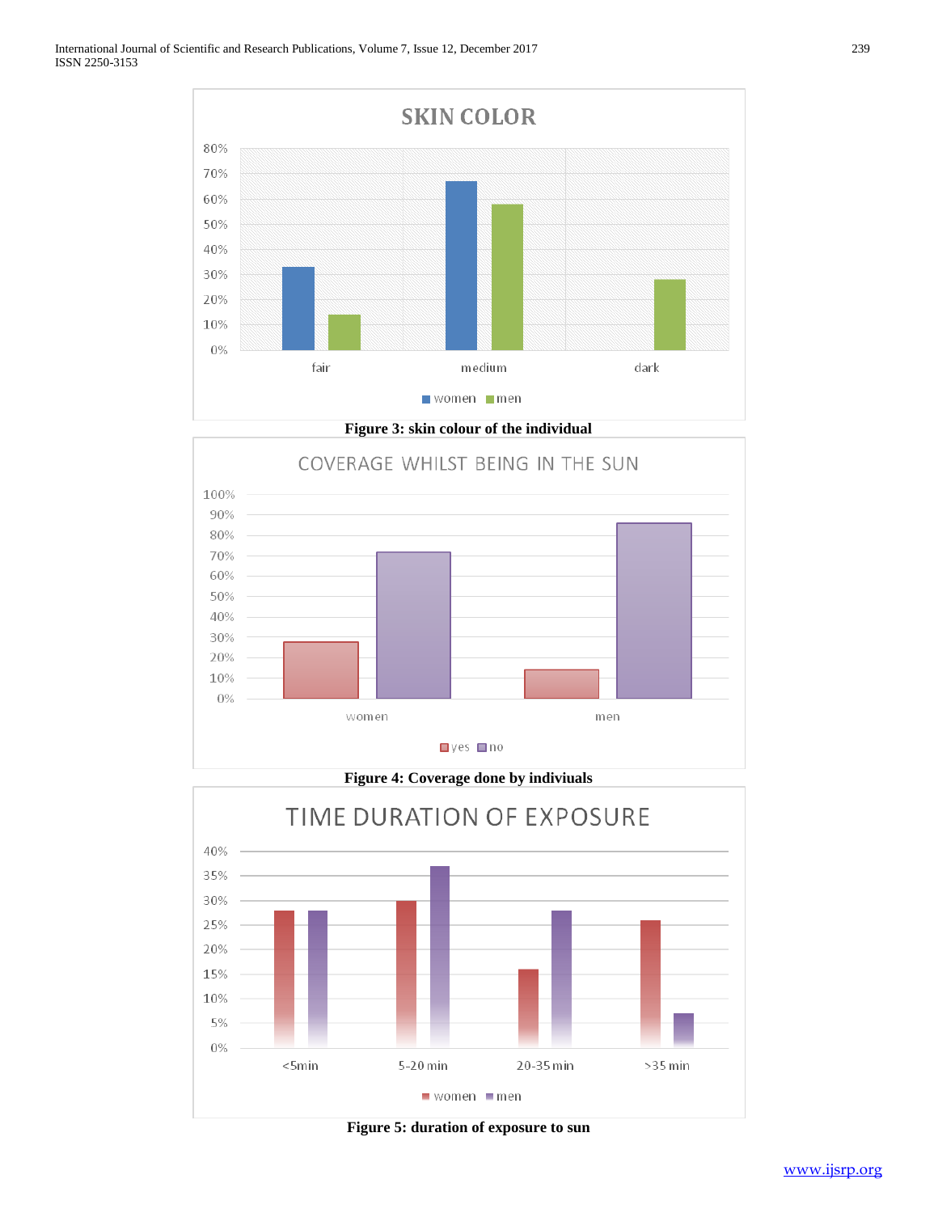Figure 3: skin colour of the individual

Figure 4: Coverage done by indiviuals

Figure 5: duration of exposure to sun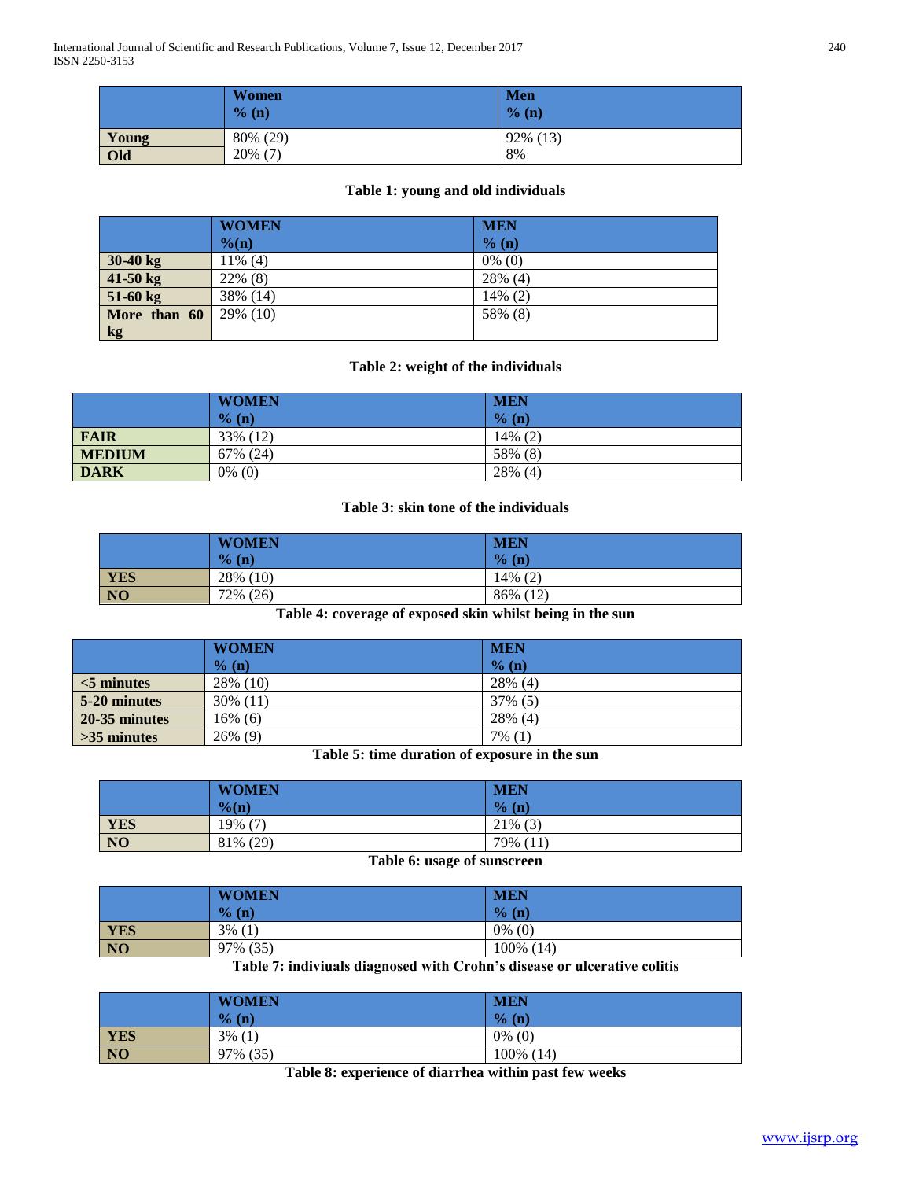|  | Women<br>% (n) | Men<br>% (n) |
|---|---|---|
| Young | 80% (29) | 92% (13) |
| Old | 20% (7) | 8% |

**Table 1: young and old individuals**

|  | WOMEN<br>%(n) | MEN<br>% (n) |
|---|---|---|
| 30-40 kg | 11% (4) | 0% (0) |
| 41-50 kg | 22% (8) | 28% (4) |
| 51-60 kg | 38% (14) | 14% (2) |
| More than 60 kg | 29% (10) | 58% (8) |

**Table 2: weight of the individuals**

|  | WOMEN<br>% (n) | MEN<br>% (n) |
|---|---|---|
| FAIR | 33% (12) | 14% (2) |
| MEDIUM | 67% (24) | 58% (8) |
| DARK | 0% (0) | 28% (4) |

**Table 3: skin tone of the individuals**

|  | WOMEN<br>% (n) | MEN<br>% (n) |
|---|---|---|
| YES | 28% (10) | 14% (2) |
| NO | 72% (26) | 86% (12) |

**Table 4: coverage of exposed skin whilst being in the sun**

|  | WOMEN<br>% (n) | MEN<br>% (n) |
|---|---|---|
| <5 minutes | 28% (10) | 28% (4) |
| 5-20 minutes | 30% (11) | 37% (5) |
| 20-35 minutes | 16% (6) | 28% (4) |
| >35 minutes | 26% (9) | 7% (1) |

**Table 5: time duration of exposure in the sun**

|  | WOMEN<br>%(n) | MEN<br>% (n) |
|---|---|---|
| YES | 19% (7) | 21% (3) |
| NO | 81% (29) | 79% (11) |

**Table 6: usage of sunscreen**

|  | WOMEN<br>% (n) | MEN<br>% (n) |
|---|---|---|
| YES | 3% (1) | 0% (0) |
| NO | 97% (35) | 100% (14) |

**Table 7: indiviuals diagnosed with Crohn's disease or ulcerative colitis**

|  | WOMEN<br>% (n) | MEN<br>% (n) |
|---|---|---|
| YES | 3% (1) | 0% (0) |
| NO | 97% (35) | 100% (14) |

**Table 8: experience of diarrhea within past few weeks**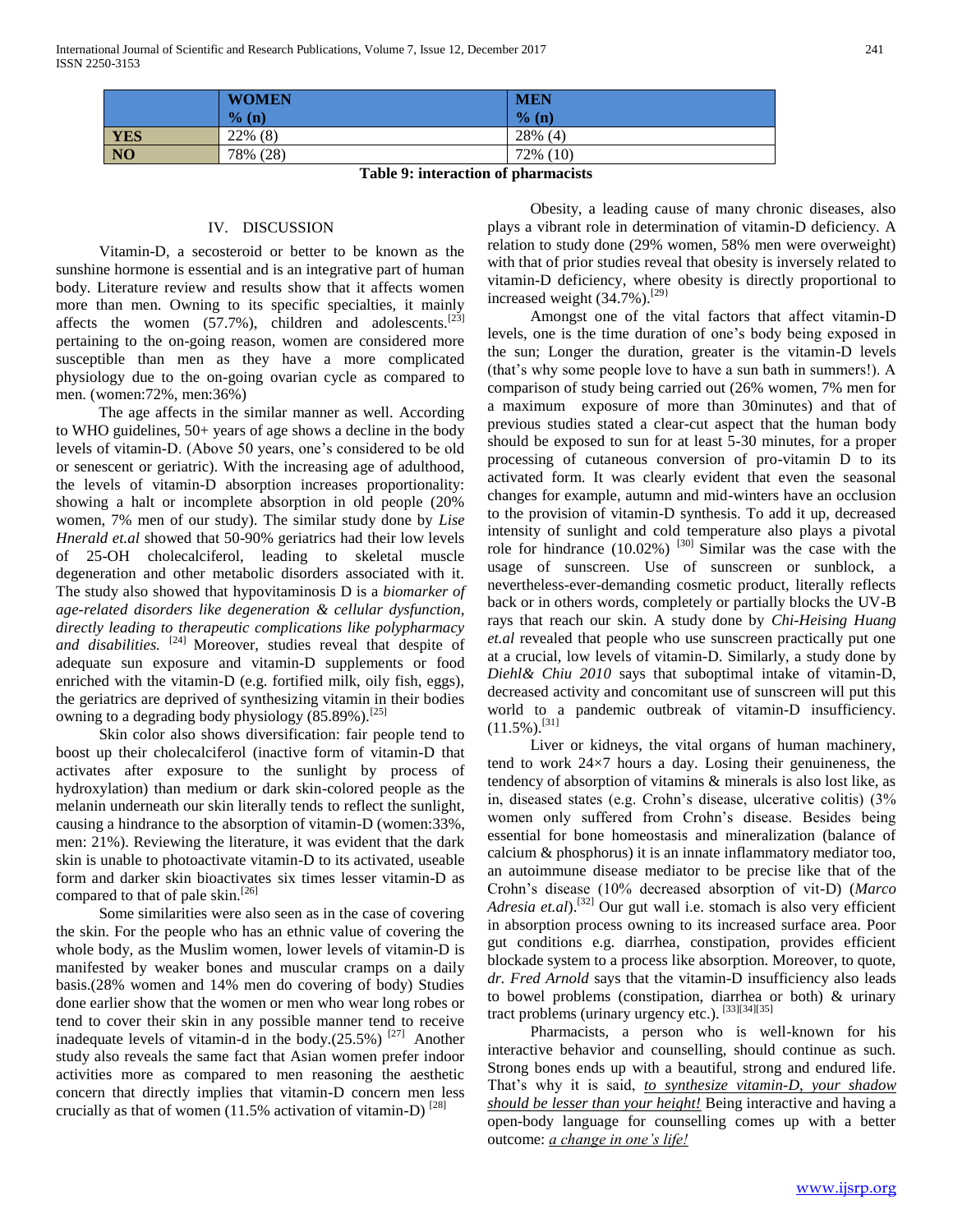| | WOMEN<br>% (n) | MEN<br>% (n) |
|---|---|---|
| YES | 22% (8) | 28% (4) |
| NO | 78% (28) | 72% (10) |

**Table 9: interaction of pharmacists**

## IV. DISCUSSION

Vitamin-D, a secosteroid or better to be known as the sunshine hormone is essential and is an integrative part of human body. Literature review and results show that it affects women more than men. Owning to its specific specialties, it mainly affects the women (57.7%), children and adolescents.[23] pertaining to the on-going reason, women are considered more susceptible than men as they have a more complicated physiology due to the on-going ovarian cycle as compared to men. (women:72%, men:36%)

The age affects in the similar manner as well. According to WHO guidelines, 50+ years of age shows a decline in the body levels of vitamin-D. (Above 50 years, one's considered to be old or senescent or geriatric). With the increasing age of adulthood, the levels of vitamin-D absorption increases proportionality: showing a halt or incomplete absorption in old people (20% women, 7% men of our study). The similar study done by *Lise Hnerald et.al* showed that 50-90% geriatrics had their low levels of 25-OH cholecalciferol, leading to skeletal muscle degeneration and other metabolic disorders associated with it. The study also showed that hypovitaminosis D is a *biomarker of age-related disorders like degeneration & cellular dysfunction, directly leading to therapeutic complications like polypharmacy and disabilities.* [24] Moreover, studies reveal that despite of adequate sun exposure and vitamin-D supplements or food enriched with the vitamin-D (e.g. fortified milk, oily fish, eggs), the geriatrics are deprived of synthesizing vitamin in their bodies owning to a degrading body physiology (85.89%).[25]

Skin color also shows diversification: fair people tend to boost up their cholecalciferol (inactive form of vitamin-D that activates after exposure to the sunlight by process of hydroxylation) than medium or dark skin-colored people as the melanin underneath our skin literally tends to reflect the sunlight, causing a hindrance to the absorption of vitamin-D (women:33%, men: 21%). Reviewing the literature, it was evident that the dark skin is unable to photoactivate vitamin-D to its activated, useable form and darker skin bioactivates six times lesser vitamin-D as compared to that of pale skin.[26]

Some similarities were also seen as in the case of covering the skin. For the people who has an ethnic value of covering the whole body, as the Muslim women, lower levels of vitamin-D is manifested by weaker bones and muscular cramps on a daily basis.(28% women and 14% men do covering of body) Studies done earlier show that the women or men who wear long robes or tend to cover their skin in any possible manner tend to receive inadequate levels of vitamin-d in the body.(25.5%) [27] Another study also reveals the same fact that Asian women prefer indoor activities more as compared to men reasoning the aesthetic concern that directly implies that vitamin-D concern men less crucially as that of women (11.5% activation of vitamin-D) [28]

Obesity, a leading cause of many chronic diseases, also plays a vibrant role in determination of vitamin-D deficiency. A relation to study done (29% women, 58% men were overweight) with that of prior studies reveal that obesity is inversely related to vitamin-D deficiency, where obesity is directly proportional to increased weight (34.7%).[29]

Amongst one of the vital factors that affect vitamin-D levels, one is the time duration of one's body being exposed in the sun; Longer the duration, greater is the vitamin-D levels (that's why some people love to have a sun bath in summers!). A comparison of study being carried out (26% women, 7% men for a maximum exposure of more than 30minutes) and that of previous studies stated a clear-cut aspect that the human body should be exposed to sun for at least 5-30 minutes, for a proper processing of cutaneous conversion of pro-vitamin D to its activated form. It was clearly evident that even the seasonal changes for example, autumn and mid-winters have an occlusion to the provision of vitamin-D synthesis. To add it up, decreased intensity of sunlight and cold temperature also plays a pivotal role for hindrance (10.02%) [30] Similar was the case with the usage of sunscreen. Use of sunscreen or sunblock, a nevertheless-ever-demanding cosmetic product, literally reflects back or in others words, completely or partially blocks the UV-B rays that reach our skin. A study done by *Chi-Heising Huang et.al* revealed that people who use sunscreen practically put one at a crucial, low levels of vitamin-D. Similarly, a study done by *Diehl& Chiu 2010* says that suboptimal intake of vitamin-D, decreased activity and concomitant use of sunscreen will put this world to a pandemic outbreak of vitamin-D insufficiency. (11.5%).[31]

Liver or kidneys, the vital organs of human machinery, tend to work 24×7 hours a day. Losing their genuineness, the tendency of absorption of vitamins & minerals is also lost like, as in, diseased states (e.g. Crohn's disease, ulcerative colitis) (3% women only suffered from Crohn's disease. Besides being essential for bone homeostasis and mineralization (balance of calcium & phosphorus) it is an innate inflammatory mediator too, an autoimmune disease mediator to be precise like that of the Crohn's disease (10% decreased absorption of vit-D) (*Marco Adresia et.al*).[32] Our gut wall i.e. stomach is also very efficient in absorption process owning to its increased surface area. Poor gut conditions e.g. diarrhea, constipation, provides efficient blockade system to a process like absorption. Moreover, to quote, *dr. Fred Arnold* says that the vitamin-D insufficiency also leads to bowel problems (constipation, diarrhea or both) & urinary tract problems (urinary urgency etc.). [33][34][35]

Pharmacists, a person who is well-known for his interactive behavior and counselling, should continue as such. Strong bones ends up with a beautiful, strong and endured life. That's why it is said, ***to synthesize vitamin-D, your shadow should be lesser than your height!*** Being interactive and having a open-body language for counselling comes up with a better outcome: ***a change in one's life!***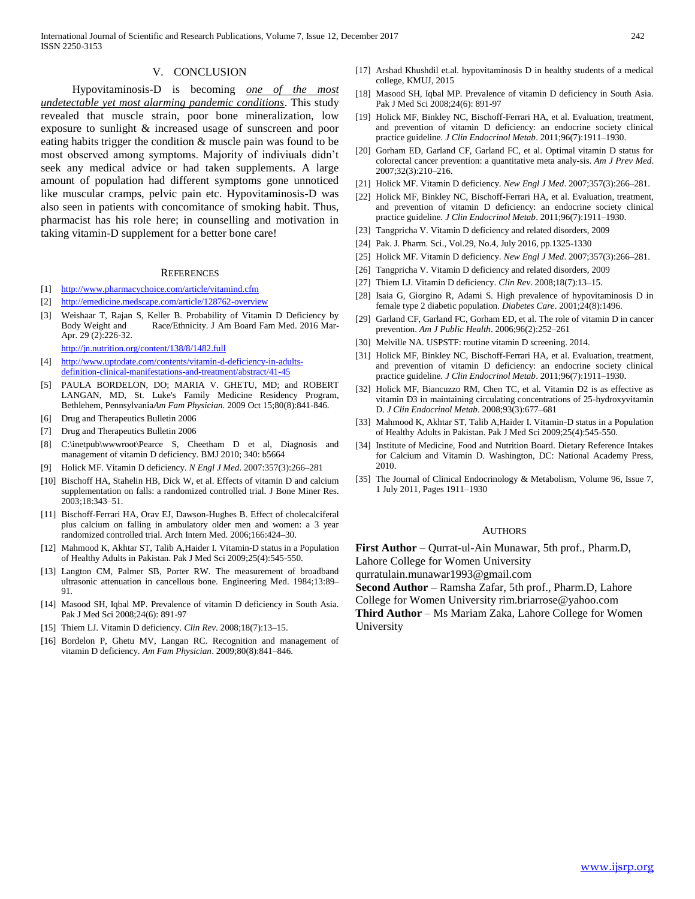## V. CONCLUSION

Hypovitaminosis-D is becoming ***one of the most undetectable yet most alarming pandemic conditions***. This study revealed that muscle strain, poor bone mineralization, low exposure to sunlight & increased usage of sunscreen and poor eating habits trigger the condition & muscle pain was found to be most observed among symptoms. Majority of indiviuals didn't seek any medical advice or had taken supplements. A large amount of population had different symptoms gone unnoticed like muscular cramps, pelvic pain etc. Hypovitaminosis-D was also seen in patients with concomitance of smoking habit. Thus, pharmacist has his role here; in counselling and motivation in taking vitamin-D supplement for a better bone care!

## REFERENCES

[1] http://www.pharmacychoice.com/article/vitamind.cfm

[2] http://emedicine.medscape.com/article/128762-overview

[3] Weishaar T, Rajan S, Keller B. Probability of Vitamin D Deficiency by Body Weight and Race/Ethnicity. J Am Board Fam Med. 2016 Mar-Apr. 29 (2):226-32.
http://jn.nutrition.org/content/138/8/1482.full

[4] http://www.uptodate.com/contents/vitamin-d-deficiency-in-adults-definition-clinical-manifestations-and-treatment/abstract/41-45

[5] PAULA BORDELON, DO; MARIA V. GHETU, MD; and ROBERT LANGAN, MD, St. Luke's Family Medicine Residency Program, Bethlehem, Pennsylvania*Am Fam Physician.* 2009 Oct 15;80(8):841-846.

[6] Drug and Therapeutics Bulletin 2006

[7] Drug and Therapeutics Bulletin 2006

[8] C:\inetpub\wwwroot\Pearce S, Cheetham D et al, Diagnosis and management of vitamin D deficiency. BMJ 2010; 340: b5664

[9] Holick MF. Vitamin D deficiency. *N Engl J Med*. 2007:357(3):266–281

[10] Bischoff HA, Stahelin HB, Dick W, et al. Effects of vitamin D and calcium supplementation on falls: a randomized controlled trial. J Bone Miner Res. 2003;18:343–51.

[11] Bischoff-Ferrari HA, Orav EJ, Dawson-Hughes B. Effect of cholecalciferal plus calcium on falling in ambulatory older men and women: a 3 year randomized controlled trial. Arch Intern Med. 2006;166:424–30.

[12] Mahmood K, Akhtar ST, Talib A,Haider I. Vitamin-D status in a Population of Healthy Adults in Pakistan. Pak J Med Sci 2009;25(4):545-550.

[13] Langton CM, Palmer SB, Porter RW. The measurement of broadband ultrasonic attenuation in cancellous bone. Engineering Med. 1984;13:89–91.

[14] Masood SH, Iqbal MP. Prevalence of vitamin D deficiency in South Asia. Pak J Med Sci 2008;24(6): 891-97

[15] Thiem LJ. Vitamin D deficiency. *Clin Rev*. 2008;18(7):13–15.

[16] Bordelon P, Ghetu MV, Langan RC. Recognition and management of vitamin D deficiency. *Am Fam Physician*. 2009;80(8):841–846.

[17] Arshad Khushdil et.al. hypovitaminosis D in healthy students of a medical college, KMUJ, 2015

[18] Masood SH, Iqbal MP. Prevalence of vitamin D deficiency in South Asia. Pak J Med Sci 2008;24(6): 891-97

[19] Holick MF, Binkley NC, Bischoff-Ferrari HA, et al. Evaluation, treatment, and prevention of vitamin D deficiency: an endocrine society clinical practice guideline. *J Clin Endocrinol Metab*. 2011;96(7):1911–1930.

[20] Gorham ED, Garland CF, Garland FC, et al. Optimal vitamin D status for colorectal cancer prevention: a quantitative meta analy-sis. *Am J Prev Med*. 2007;32(3):210–216.

[21] Holick MF. Vitamin D deficiency. *New Engl J Med*. 2007;357(3):266–281.

[22] Holick MF, Binkley NC, Bischoff-Ferrari HA, et al. Evaluation, treatment, and prevention of vitamin D deficiency: an endocrine society clinical practice guideline. *J Clin Endocrinol Metab*. 2011;96(7):1911–1930.

[23] Tangpricha V. Vitamin D deficiency and related disorders, 2009

[24] Pak. J. Pharm. Sci., Vol.29, No.4, July 2016, pp.1325-1330

[25] Holick MF. Vitamin D deficiency. *New Engl J Med*. 2007;357(3):266–281.

[26] Tangpricha V. Vitamin D deficiency and related disorders, 2009

[27] Thiem LJ. Vitamin D deficiency. *Clin Rev*. 2008;18(7):13–15.

[28] Isaia G, Giorgino R, Adami S. High prevalence of hypovitaminosis D in female type 2 diabetic population. *Diabetes Care*. 2001;24(8):1496.

[29] Garland CF, Garland FC, Gorham ED, et al. The role of vitamin D in cancer prevention. *Am J Public Health*. 2006;96(2):252–261

[30] Melville NA. USPSTF: routine vitamin D screening. 2014.

[31] Holick MF, Binkley NC, Bischoff-Ferrari HA, et al. Evaluation, treatment, and prevention of vitamin D deficiency: an endocrine society clinical practice guideline. *J Clin Endocrinol Metab*. 2011;96(7):1911–1930.

[32] Holick MF, Biancuzzo RM, Chen TC, et al. Vitamin D2 is as effective as vitamin D3 in maintaining circulating concentrations of 25-hydroxyvitamin D. *J Clin Endocrinol Metab*. 2008;93(3):677–681

[33] Mahmood K, Akhtar ST, Talib A,Haider I. Vitamin-D status in a Population of Healthy Adults in Pakistan. Pak J Med Sci 2009;25(4):545-550.

[34] Institute of Medicine, Food and Nutrition Board. Dietary Reference Intakes for Calcium and Vitamin D. Washington, DC: National Academy Press, 2010.

[35] The Journal of Clinical Endocrinology & Metabolism, Volume 96, Issue 7, 1 July 2011, Pages 1911–1930

## AUTHORS

**First Author** – Qurrat-ul-Ain Munawar, 5th prof., Pharm.D, Lahore College for Women University qurratulain.munawar1993@gmail.com

**Second Author** – Ramsha Zafar, 5th prof., Pharm.D, Lahore College for Women University rim.briarrose@yahoo.com

**Third Author** – Ms Mariam Zaka, Lahore College for Women University